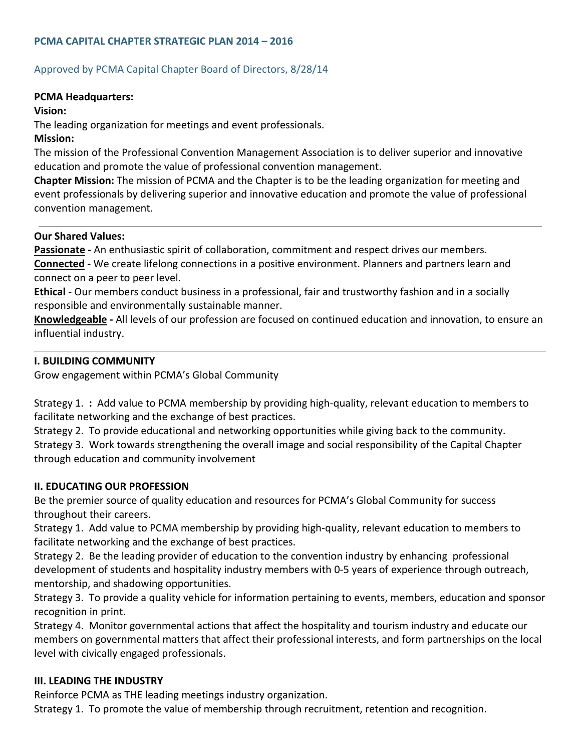## PCMA CAPITAL CHAPTER STRATEGIC PLAN 2014 – 2016

Approved by PCMA Capital Chapter Board of Directors, 8/28/14

**PCMA Headquarters:**

**Vision:**

The leading organization for meetings and event professionals.

**Mission:**

The mission of the Professional Convention Management Association is to deliver superior and innovative education and promote the value of professional convention management.

**Chapter Mission:** The mission of PCMA and the Chapter is to be the leading organization for meeting and event professionals by delivering superior and innovative education and promote the value of professional convention management.

---

**Our Shared Values:**

**Passionate -** An enthusiastic spirit of collaboration, commitment and respect drives our members.

**Connected -** We create lifelong connections in a positive environment. Planners and partners learn and connect on a peer to peer level.

**Ethical** - Our members conduct business in a professional, fair and trustworthy fashion and in a socially responsible and environmentally sustainable manner.

**Knowledgeable -** All levels of our profession are focused on continued education and innovation, to ensure an influential industry.

---

### I. BUILDING COMMUNITY

Grow engagement within PCMA's Global Community

Strategy 1. **:** Add value to PCMA membership by providing high-quality, relevant education to members to facilitate networking and the exchange of best practices.

Strategy 2. To provide educational and networking opportunities while giving back to the community.

Strategy 3. Work towards strengthening the overall image and social responsibility of the Capital Chapter through education and community involvement

### II. EDUCATING OUR PROFESSION

Be the premier source of quality education and resources for PCMA's Global Community for success throughout their careers.

Strategy 1. Add value to PCMA membership by providing high-quality, relevant education to members to facilitate networking and the exchange of best practices.

Strategy 2. Be the leading provider of education to the convention industry by enhancing professional development of students and hospitality industry members with 0-5 years of experience through outreach, mentorship, and shadowing opportunities.

Strategy 3. To provide a quality vehicle for information pertaining to events, members, education and sponsor recognition in print.

Strategy 4. Monitor governmental actions that affect the hospitality and tourism industry and educate our members on governmental matters that affect their professional interests, and form partnerships on the local level with civically engaged professionals.

### III. LEADING THE INDUSTRY

Reinforce PCMA as THE leading meetings industry organization.

Strategy 1. To promote the value of membership through recruitment, retention and recognition.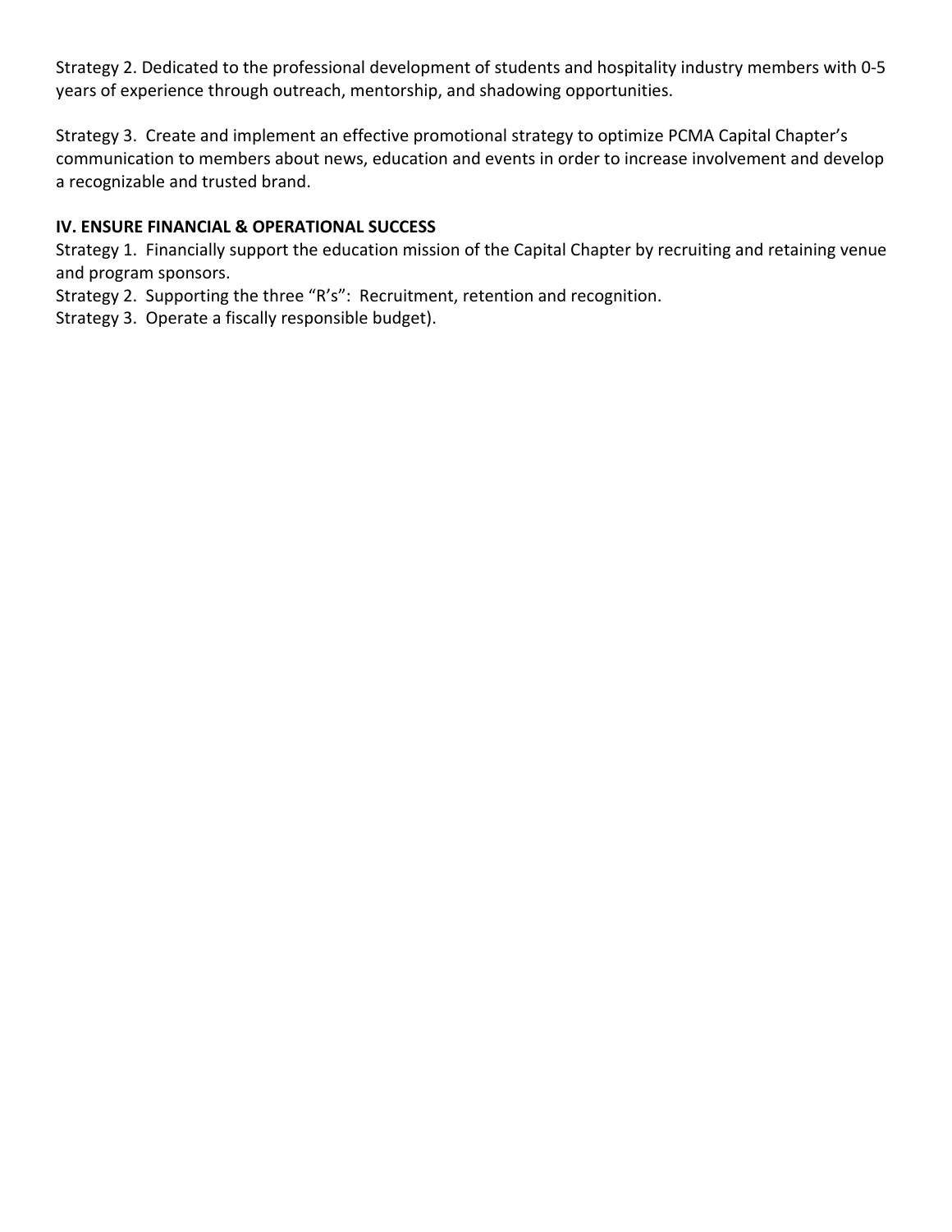Strategy 2. Dedicated to the professional development of students and hospitality industry members with 0-5 years of experience through outreach, mentorship, and shadowing opportunities.

Strategy 3. Create and implement an effective promotional strategy to optimize PCMA Capital Chapter's communication to members about news, education and events in order to increase involvement and develop a recognizable and trusted brand.

**IV. ENSURE FINANCIAL & OPERATIONAL SUCCESS**

Strategy 1. Financially support the education mission of the Capital Chapter by recruiting and retaining venue and program sponsors.
Strategy 2. Supporting the three "R's": Recruitment, retention and recognition.
Strategy 3. Operate a fiscally responsible budget).